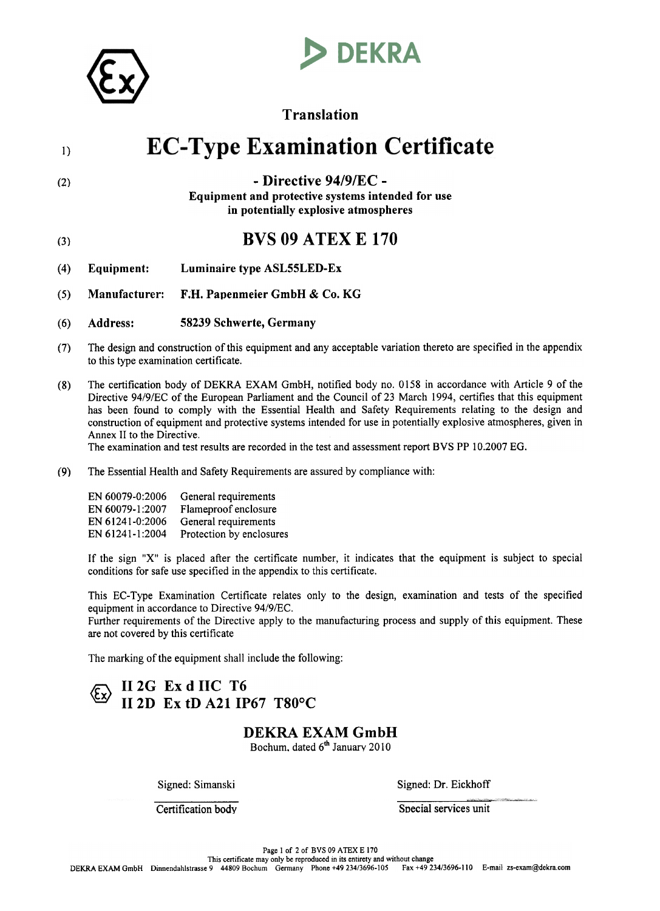DEKRA

Translation

# EC-Type Examination Certificate

(1)

(2) **- Directive 94/9/EC -**
**Equipment and protective systems intended for use in potentially explosive atmospheres**

(3) **BVS 09 ATEX E 170**

(4) **Equipment:** **Luminaire type ASL55LED-Ex**

(5) **Manufacturer:** **F.H. Papenmeier GmbH & Co. KG**

(6) **Address:** **58239 Schwerte, Germany**

(7) The design and construction of this equipment and any acceptable variation thereto are specified in the appendix to this type examination certificate.

(8) The certification body of DEKRA EXAM GmbH, notified body no. 0158 in accordance with Article 9 of the Directive 94/9/EC of the European Parliament and the Council of 23 March 1994, certifies that this equipment has been found to comply with the Essential Health and Safety Requirements relating to the design and construction of equipment and protective systems intended for use in potentially explosive atmospheres, given in Annex II to the Directive.
The examination and test results are recorded in the test and assessment report BVS PP 10.2007 EG.

(9) The Essential Health and Safety Requirements are assured by compliance with:

| | |
|---|---|
| EN 60079-0:2006 | General requirements |
| EN 60079-1:2007 | Flameproof enclosure |
| EN 61241-0:2006 | General requirements |
| EN 61241-1:2004 | Protection by enclosures |

If the sign "X" is placed after the certificate number, it indicates that the equipment is subject to special conditions for safe use specified in the appendix to this certificate.

This EC-Type Examination Certificate relates only to the design, examination and tests of the specified equipment in accordance to Directive 94/9/EC.
Further requirements of the Directive apply to the manufacturing process and supply of this equipment. These are not covered by this certificate

The marking of the equipment shall include the following:

**II 2G Ex d IIC T6**
**II 2D Ex tD A21 IP67 T80°C**

**DEKRA EXAM GmbH**
Bochum, dated 6th January 2010

Signed: Simanski — Certification body

Signed: Dr. Eickhoff — Special services unit

This certificate may only be reproduced in its entirety and without change

DEKRA EXAM GmbH Dinnendahlstrasse 9 44809 Bochum Germany Phone +49 234/3696-105 Fax +49 234/3696-110 E-mail zs-exam@dekra.com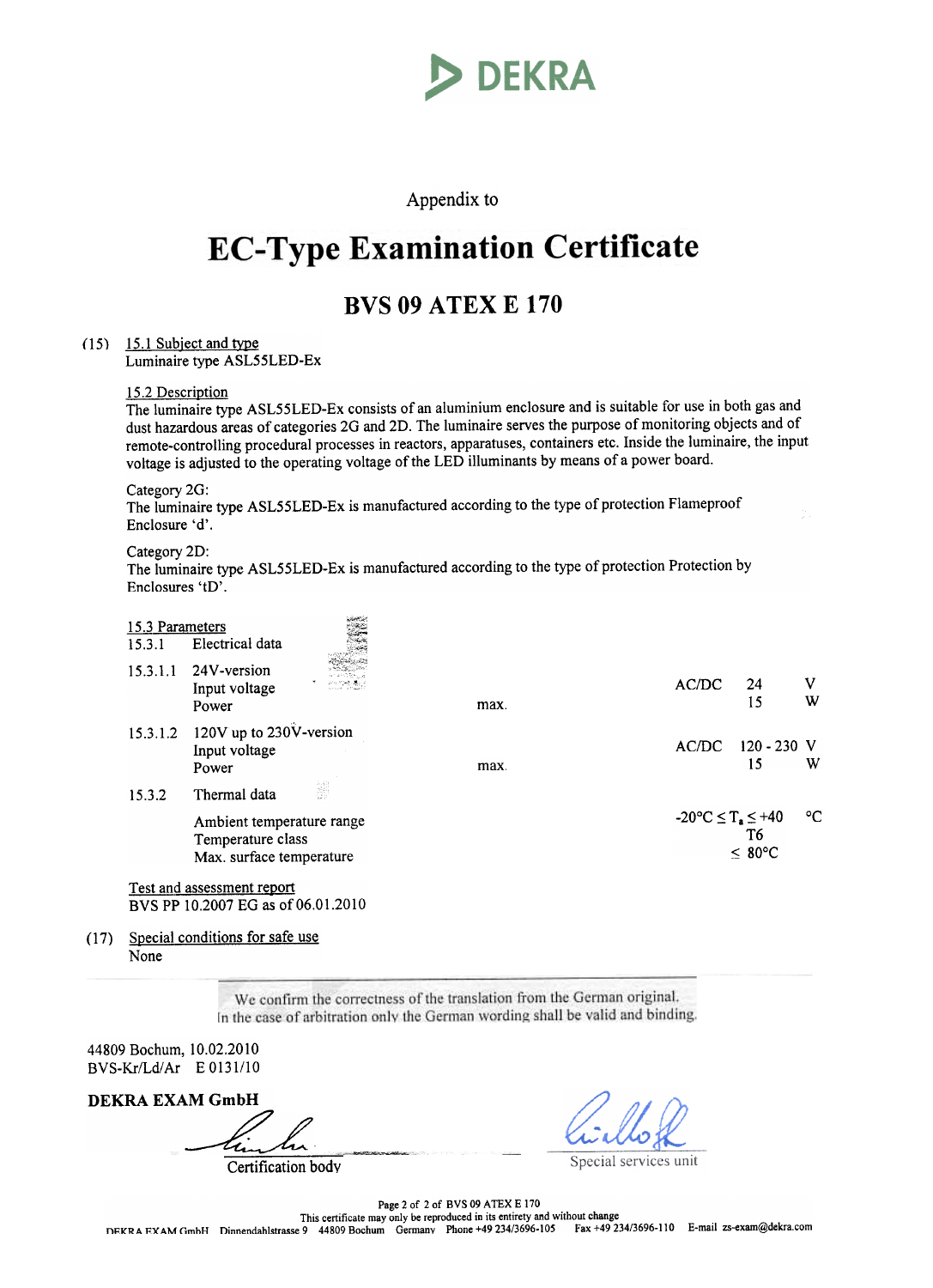Appendix to

# EC-Type Examination Certificate

## BVS 09 ATEX E 170

(15) 15.1 Subject and type

Luminaire type ASL55LED-Ex

15.2 Description

The luminaire type ASL55LED-Ex consists of an aluminium enclosure and is suitable for use in both gas and dust hazardous areas of categories 2G and 2D. The luminaire serves the purpose of monitoring objects and of remote-controlling procedural processes in reactors, apparatuses, containers etc. Inside the luminaire, the input voltage is adjusted to the operating voltage of the LED illuminants by means of a power board.

Category 2G:
The luminaire type ASL55LED-Ex is manufactured according to the type of protection Flameproof Enclosure 'd'.

Category 2D:
The luminaire type ASL55LED-Ex is manufactured according to the type of protection Protection by Enclosures 'tD'.

15.3 Parameters

| | | | | | |
|---|---|---|---|---|---|
| 15.3.1 | Electrical data | | | | |
| 15.3.1.1 | 24V-version | | | | |
| | Input voltage | | AC/DC | 24 | V |
| | Power | max. | | 15 | W |
| 15.3.1.2 | 120V up to 230V-version | | | | |
| | Input voltage | | AC/DC | 120 - 230 | V |
| | Power | max. | | 15 | W |
| 15.3.2 | Thermal data | | | | |
| | Ambient temperature range | | | $-20°C \leq T_a \leq +40$ | °C |
| | Temperature class | | | T6 | |
| | Max. surface temperature | | | $\leq$ 80°C | |

Test and assessment report

BVS PP 10.2007 EG as of 06.01.2010

(17) Special conditions for safe use

None

We confirm the correctness of the translation from the German original.
In the case of arbitration only the German wording shall be valid and binding.

44809 Bochum, 10.02.2010
BVS-Kr/Ld/Ar E 0131/10

**DEKRA EXAM GmbH**

Certification body

Special services unit

This certificate may only be reproduced in its entirety and without change

DEKRA EXAM GmbH Dinnendahlstrasse 9 44809 Bochum Germany Phone +49 234/3696-105 Fax +49 234/3696-110 E-mail zs-exam@dekra.com